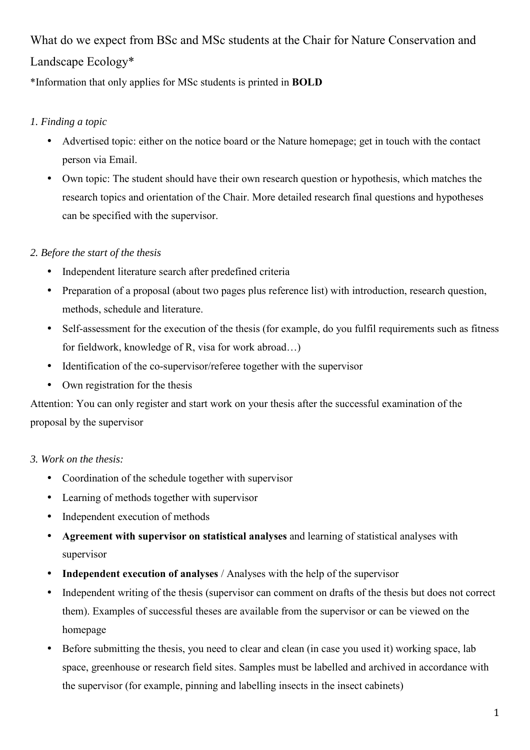# What do we expect from BSc and MSc students at the Chair for Nature Conservation and Landscape Ecology*

*Information that only applies for MSc students is printed in **BOLD**

*1. Finding a topic*

- Advertised topic: either on the notice board or the Nature homepage; get in touch with the contact person via Email.
- Own topic: The student should have their own research question or hypothesis, which matches the research topics and orientation of the Chair. More detailed research final questions and hypotheses can be specified with the supervisor.

*2. Before the start of the thesis*

- Independent literature search after predefined criteria
- Preparation of a proposal (about two pages plus reference list) with introduction, research question, methods, schedule and literature.
- Self-assessment for the execution of the thesis (for example, do you fulfil requirements such as fitness for fieldwork, knowledge of R, visa for work abroad…)
- Identification of the co-supervisor/referee together with the supervisor
- Own registration for the thesis

Attention: You can only register and start work on your thesis after the successful examination of the proposal by the supervisor

*3. Work on the thesis:*

- Coordination of the schedule together with supervisor
- Learning of methods together with supervisor
- Independent execution of methods
- **Agreement with supervisor on statistical analyses** and learning of statistical analyses with supervisor
- **Independent execution of analyses** / Analyses with the help of the supervisor
- Independent writing of the thesis (supervisor can comment on drafts of the thesis but does not correct them). Examples of successful theses are available from the supervisor or can be viewed on the homepage
- Before submitting the thesis, you need to clear and clean (in case you used it) working space, lab space, greenhouse or research field sites. Samples must be labelled and archived in accordance with the supervisor (for example, pinning and labelling insects in the insect cabinets)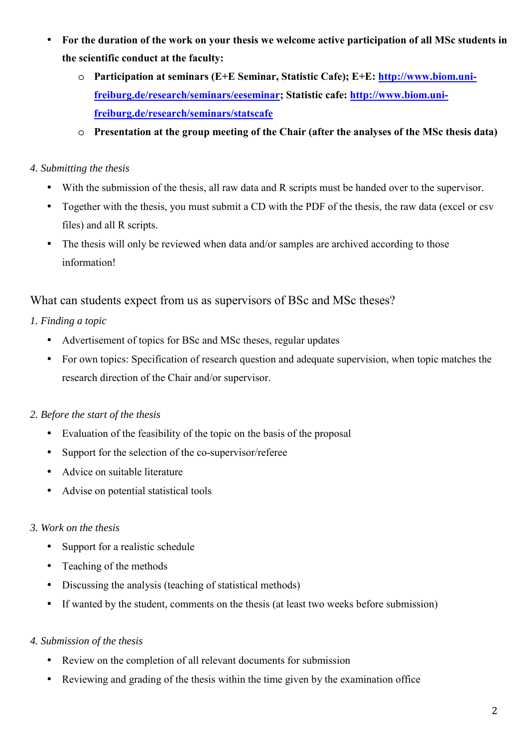- **For the duration of the work on your thesis we welcome active participation of all MSc students in the scientific conduct at the faculty:**
  - **Participation at seminars (E+E Seminar, Statistic Cafe); E+E: [http://www.biom.uni-freiburg.de/research/seminars/eeseminar](http://www.biom.uni-freiburg.de/research/seminars/eeseminar); Statistic cafe: [http://www.biom.uni-freiburg.de/research/seminars/statscafe](http://www.biom.uni-freiburg.de/research/seminars/statscafe)**
  - **Presentation at the group meeting of the Chair (after the analyses of the MSc thesis data)**

*4. Submitting the thesis*

- With the submission of the thesis, all raw data and R scripts must be handed over to the supervisor.
- Together with the thesis, you must submit a CD with the PDF of the thesis, the raw data (excel or csv files) and all R scripts.
- The thesis will only be reviewed when data and/or samples are archived according to those information!

## What can students expect from us as supervisors of BSc and MSc theses?

*1. Finding a topic*

- Advertisement of topics for BSc and MSc theses, regular updates
- For own topics: Specification of research question and adequate supervision, when topic matches the research direction of the Chair and/or supervisor.

*2. Before the start of the thesis*

- Evaluation of the feasibility of the topic on the basis of the proposal
- Support for the selection of the co-supervisor/referee
- Advice on suitable literature
- Advise on potential statistical tools

*3. Work on the thesis*

- Support for a realistic schedule
- Teaching of the methods
- Discussing the analysis (teaching of statistical methods)
- If wanted by the student, comments on the thesis (at least two weeks before submission)

*4. Submission of the thesis*

- Review on the completion of all relevant documents for submission
- Reviewing and grading of the thesis within the time given by the examination office